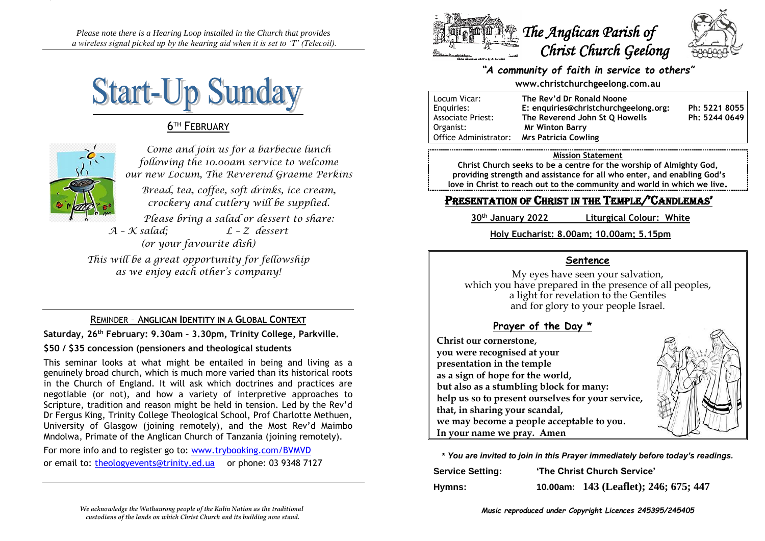*Please note there is a Hearing Loop installed in the Church that provides a wireless signal picked up by the hearing aid when it is set to 'T' (Telecoil).*

# Start-Up Sunday

## 6TH FEBRUARY

*Come and join us for a barbecue lunch following the 10.00am service to welcome our new Locum, The Reverend Graeme Perkins*

*Bread, tea, coffee, soft drinks, ice cream, crockery and cutlery will be supplied.*

*Please bring a salad or dessert to share:*
*A – K salad; L – Z dessert*
*(or your favourite dish)*

*This will be a great opportunity for fellowship as we enjoy each other's company!*

## REMINDER – ANGLICAN IDENTITY IN A GLOBAL CONTEXT

**Saturday, 26th February: 9.30am – 3.30pm, Trinity College, Parkville.**

**$50 / $35 concession (pensioners and theological students**

This seminar looks at what might be entailed in being and living as a genuinely broad church, which is much more varied than its historical roots in the Church of England. It will ask which doctrines and practices are negotiable (or not), and how a variety of interpretive approaches to Scripture, tradition and reason might be held in tension. Led by the Rev'd Dr Fergus King, Trinity College Theological School, Prof Charlotte Methuen, University of Glasgow (joining remotely), and the Most Rev'd Maimbo Mndolwa, Primate of the Anglican Church of Tanzania (joining remotely).

For more info and to register go to: www.trybooking.com/BVMVD
or email to: theologyevents@trinity.ed.ua or phone: 03 9348 7127

*We acknowledge the Wathaurong people of the Kulin Nation as the traditional custodians of the lands on which Christ Church and its building now stand.*

# The Anglican Parish of Christ Church Geelong

***"A community of faith in service to others"***

**www.christchurchgeelong.com.au**

| | | |
|---|---|---|
| Locum Vicar: | **The Rev'd Dr Ronald Noone** | |
| Enquiries: | **E: enquiries@christchurchgeelong.org:** | **Ph: 5221 8055** |
| Associate Priest: | **The Reverend John St Q Howells** | **Ph: 5244 0649** |
| Organist: | **Mr Winton Barry** | |
| Office Administrator: | **Mrs Patricia Cowling** | |

**Mission Statement**

**Christ Church seeks to be a centre for the worship of Almighty God, providing strength and assistance for all who enter, and enabling God's love in Christ to reach out to the community and world in which we live.**

## PRESENTATION OF CHRIST IN THE TEMPLE/'CANDLEMAS'

**30th January 2022** **Liturgical Colour: White**

**Holy Eucharist: 8.00am; 10.00am; 5.15pm**

### Sentence

My eyes have seen your salvation,
which you have prepared in the presence of all peoples,
a light for revelation to the Gentiles
and for glory to your people Israel.

### Prayer of the Day *

**Christ our cornerstone,**
**you were recognised at your presentation in the temple**
**as a sign of hope for the world,**
**but also as a stumbling block for many:**
**help us so to present ourselves for your service,**
**that, in sharing your scandal,**
**we may become a people acceptable to you.**
**In your name we pray. Amen**

***\* You are invited to join in this Prayer immediately before today's readings.***

**Service Setting:** **'The Christ Church Service'**

**Hymns:** **10.00am: 143 (Leaflet); 246; 675; 447**

***Music reproduced under Copyright Licences 245395/245405***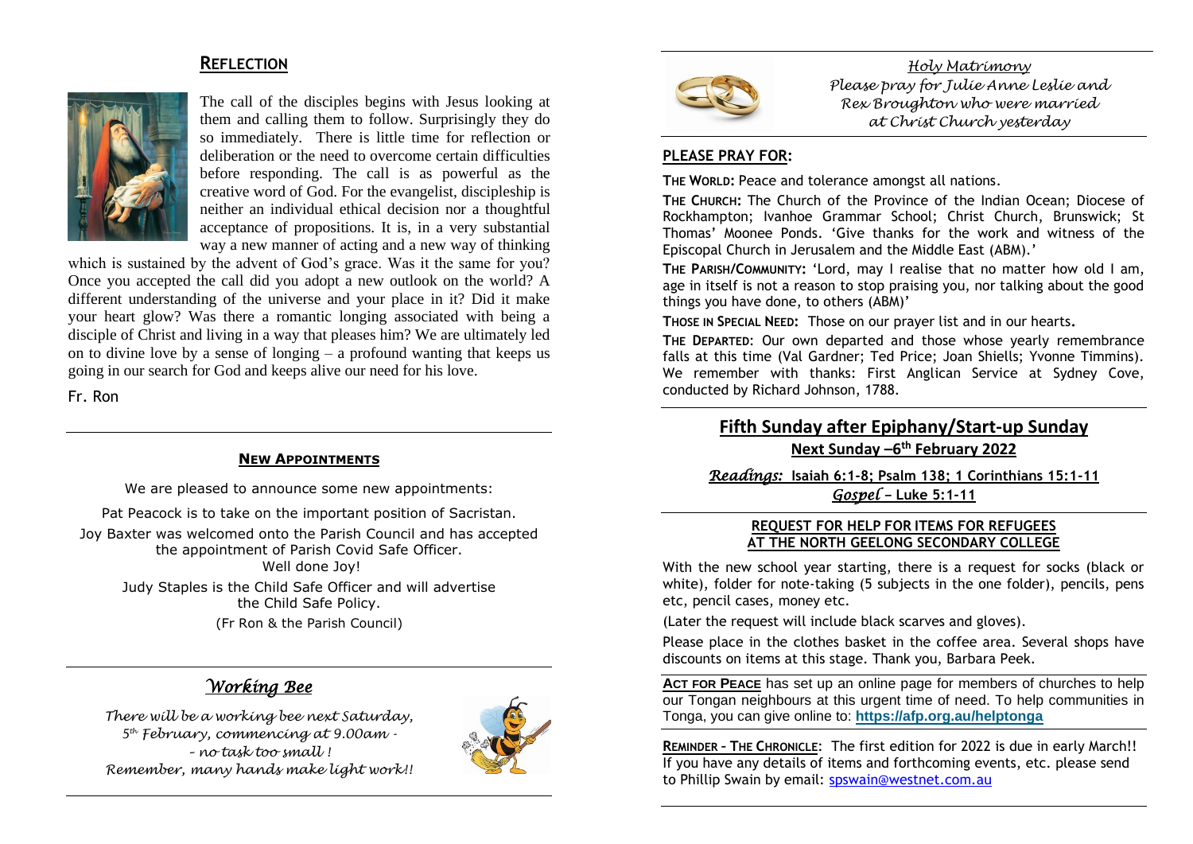## REFLECTION

The call of the disciples begins with Jesus looking at them and calling them to follow. Surprisingly they do so immediately. There is little time for reflection or deliberation or the need to overcome certain difficulties before responding. The call is as powerful as the creative word of God. For the evangelist, discipleship is neither an individual ethical decision nor a thoughtful acceptance of propositions. It is, in a very substantial way a new manner of acting and a new way of thinking which is sustained by the advent of God's grace. Was it the same for you? Once you accepted the call did you adopt a new outlook on the world? A different understanding of the universe and your place in it? Did it make your heart glow? Was there a romantic longing associated with being a disciple of Christ and living in a way that pleases him? We are ultimately led on to divine love by a sense of longing – a profound wanting that keeps us going in our search for God and keeps alive our need for his love.

Fr. Ron

### NEW APPOINTMENTS

We are pleased to announce some new appointments:

Pat Peacock is to take on the important position of Sacristan.

Joy Baxter was welcomed onto the Parish Council and has accepted the appointment of Parish Covid Safe Officer.
Well done Joy!

Judy Staples is the Child Safe Officer and will advertise the Child Safe Policy.

(Fr Ron & the Parish Council)

### *Working Bee*

*There will be a working bee next Saturday, 5th February, commencing at 9.00am – – no task too small !*
*Remember, many hands make light work!!*

*Holy Matrimony*
*Please pray for Julie Anne Leslie and Rex Broughton who were married at Christ Church yesterday*

### PLEASE PRAY FOR:

**THE WORLD:** Peace and tolerance amongst all nations.

**THE CHURCH:** The Church of the Province of the Indian Ocean; Diocese of Rockhampton; Ivanhoe Grammar School; Christ Church, Brunswick; St Thomas' Moonee Ponds. 'Give thanks for the work and witness of the Episcopal Church in Jerusalem and the Middle East (ABM).'

**THE PARISH/COMMUNITY:** 'Lord, may I realise that no matter how old I am, age in itself is not a reason to stop praising you, nor talking about the good things you have done, to others (ABM)'

**THOSE IN SPECIAL NEED:** Those on our prayer list and in our hearts.

**THE DEPARTED**: Our own departed and those whose yearly remembrance falls at this time (Val Gardner; Ted Price; Joan Shiells; Yvonne Timmins). We remember with thanks: First Anglican Service at Sydney Cove, conducted by Richard Johnson, 1788.

## Fifth Sunday after Epiphany/Start-up Sunday

**Next Sunday –6th February 2022**

***Readings:*** **Isaiah 6:1-8; Psalm 138; 1 Corinthians 15:1-11**
***Gospel*** **– Luke 5:1-11**

### REQUEST FOR HELP FOR ITEMS FOR REFUGEES AT THE NORTH GEELONG SECONDARY COLLEGE

With the new school year starting, there is a request for socks (black or white), folder for note-taking (5 subjects in the one folder), pencils, pens etc, pencil cases, money etc.

(Later the request will include black scarves and gloves).

Please place in the clothes basket in the coffee area. Several shops have discounts on items at this stage. Thank you, Barbara Peek.

**ACT FOR PEACE** has set up an online page for members of churches to help our Tongan neighbours at this urgent time of need. To help communities in Tonga, you can give online to: **https://afp.org.au/helptonga**

**REMINDER – THE CHRONICLE**: The first edition for 2022 is due in early March!! If you have any details of items and forthcoming events, etc. please send to Phillip Swain by email: spswain@westnet.com.au